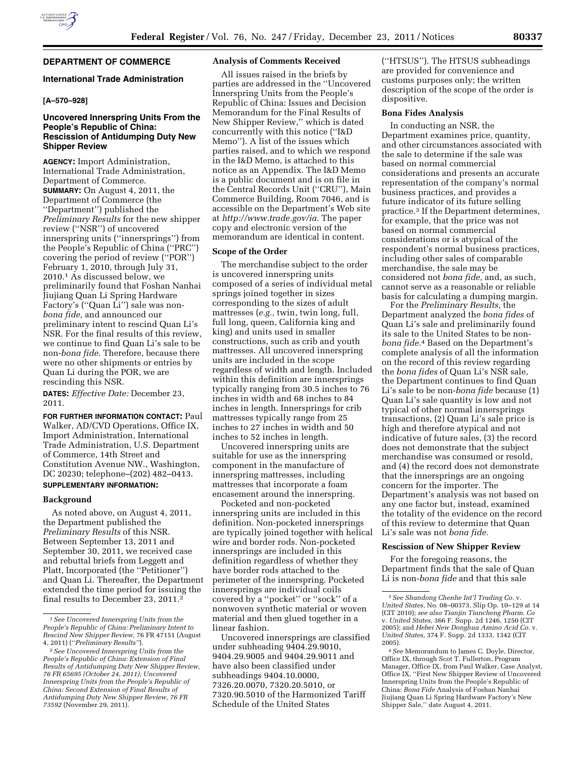## DEPARTMENT OF COMMERCE

### International Trade Administration

**[A–570–928]**

### Uncovered Innerspring Units From the People's Republic of China: Rescission of Antidumping Duty New Shipper Review

**AGENCY:** Import Administration, International Trade Administration, Department of Commerce.

**SUMMARY:** On August 4, 2011, the Department of Commerce (the "Department") published the *Preliminary Results* for the new shipper review ("NSR") of uncovered innerspring units ("innersprings") from the People's Republic of China ("PRC") covering the period of review ("POR") February 1, 2010, through July 31, 2010.[1] As discussed below, we preliminarily found that Foshan Nanhai Jiujiang Quan Li Spring Hardware Factory's ("Quan Li") sale was non-*bona fide,* and announced our preliminary intent to rescind Quan Li's NSR. For the final results of this review, we continue to find Quan Li's sale to be non-*bona fide.* Therefore, because there were no other shipments or entries by Quan Li during the POR, we are rescinding this NSR.

**DATES:** *Effective Date:* December 23, 2011.

**FOR FURTHER INFORMATION CONTACT:** Paul Walker, AD/CVD Operations, Office IX, Import Administration, International Trade Administration, U.S. Department of Commerce, 14th Street and Constitution Avenue NW., Washington, DC 20230; telephone–(202) 482–0413.

**SUPPLEMENTARY INFORMATION:**

**Background**

As noted above, on August 4, 2011, the Department published the *Preliminary Results* of this NSR. Between September 13, 2011 and September 30, 2011, we received case and rebuttal briefs from Leggett and Platt, Incorporated (the "Petitioner") and Quan Li. Thereafter, the Department extended the time period for issuing the final results to December 23, 2011.[2]

**Analysis of Comments Received**

All issues raised in the briefs by parties are addressed in the "Uncovered Innerspring Units from the People's Republic of China: Issues and Decision Memorandum for the Final Results of New Shipper Review," which is dated concurrently with this notice ("I&D Memo"). A list of the issues which parties raised, and to which we respond in the I&D Memo, is attached to this notice as an Appendix. The I&D Memo is a public document and is on file in the Central Records Unit ("CRU"), Main Commerce Building, Room 7046, and is accessible on the Department's Web site at *http://www.trade.gov/ia.* The paper copy and electronic version of the memorandum are identical in content.

**Scope of the Order**

The merchandise subject to the order is uncovered innerspring units composed of a series of individual metal springs joined together in sizes corresponding to the sizes of adult mattresses (*e.g.,* twin, twin long, full, full long, queen, California king and king) and units used in smaller constructions, such as crib and youth mattresses. All uncovered innerspring units are included in the scope regardless of width and length. Included within this definition are innersprings typically ranging from 30.5 inches to 76 inches in width and 68 inches to 84 inches in length. Innersprings for crib mattresses typically range from 25 inches to 27 inches in width and 50 inches to 52 inches in length.

Uncovered innerspring units are suitable for use as the innerspring component in the manufacture of innerspring mattresses, including mattresses that incorporate a foam encasement around the innerspring.

Pocketed and non-pocketed innerspring units are included in this definition. Non-pocketed innersprings are typically joined together with helical wire and border rods. Non-pocketed innersprings are included in this definition regardless of whether they have border rods attached to the perimeter of the innerspring. Pocketed innersprings are individual coils covered by a "pocket" or "sock" of a nonwoven synthetic material or woven material and then glued together in a linear fashion.

Uncovered innersprings are classified under subheading 9404.29.9010, 9404.29.9005 and 9404.29.9011 and have also been classified under subheadings 9404.10.0000, 7326.20.0070, 7320.20.5010, or 7320.90.5010 of the Harmonized Tariff Schedule of the United States ("HTSUS"). The HTSUS subheadings are provided for convenience and customs purposes only; the written description of the scope of the order is dispositive.

**Bona Fides Analysis**

In conducting an NSR, the Department examines price, quantity, and other circumstances associated with the sale to determine if the sale was based on normal commercial considerations and presents an accurate representation of the company's normal business practices, and provides a future indicator of its future selling practice.[3] If the Department determines, for example, that the price was not based on normal commercial considerations or is atypical of the respondent's normal business practices, including other sales of comparable merchandise, the sale may be considered not *bona fide,* and, as such, cannot serve as a reasonable or reliable basis for calculating a dumping margin.

For the *Preliminary Results,* the Department analyzed the *bona fides* of Quan Li's sale and preliminarily found its sale to the United States to be non-*bona fide.*[4] Based on the Department's complete analysis of all the information on the record of this review regarding the *bona fides* of Quan Li's NSR sale, the Department continues to find Quan Li's sale to be non-*bona fide* because (1) Quan Li's sale quantity is low and not typical of other normal innersprings transactions, (2) Quan Li's sale price is high and therefore atypical and not indicative of future sales, (3) the record does not demonstrate that the subject merchandise was consumed or resold, and (4) the record does not demonstrate that the innersprings are an ongoing concern for the importer. The Department's analysis was not based on any one factor but, instead, examined the totality of the evidence on the record of this review to determine that Quan Li's sale was not *bona fide.*

**Rescission of New Shipper Review**

For the foregoing reasons, the Department finds that the sale of Quan Li is non-*bona fide* and that this sale

---

[1] *See Uncovered Innerspring Units from the People's Republic of China: Preliminary Intent to Rescind New Shipper Review,* 76 FR 47151 (August 4, 2011) ("*Preliminary Results*").

[2] *See Uncovered Innerspring Units from the People's Republic of China: Extension of Final Results of Antidumping Duty New Shipper Review, 76 FR 65695 (October 24, 2011); Uncovered Innerspring Units from the People's Republic of China: Second Extension of Final Results of Antidumping Duty New Shipper Review, 76 FR 73592* (November 29, 2011).

[3] *See Shandong Chenhe Int'l Trading Co.* v. *United States,* No. 08–00373, Slip Op. 10–129 at 14 (CIT 2010); *see also Tianjin Tiancheng Pharm. Co* v. *United States,* 366 F. Supp. 2d 1246, 1250 (CIT 2005); and *Hebei New Donghua Amino Acid Co.* v. *United States,* 374 F. Supp. 2d 1333, 1342 (CIT 2005).

[4] *See* Memorandum to James C. Doyle, Director, Office IX, through Scot T. Fullerton, Program Manager, Office IX, from Paul Walker, Case Analyst, Office IX, "First New Shipper Review of Uncovered Innerspring Units from the People's Republic of China: *Bona Fide* Analysis of Foshan Nanhai Jiujiang Quan Li Spring Hardware Factory's New Shipper Sale," date August 4, 2011.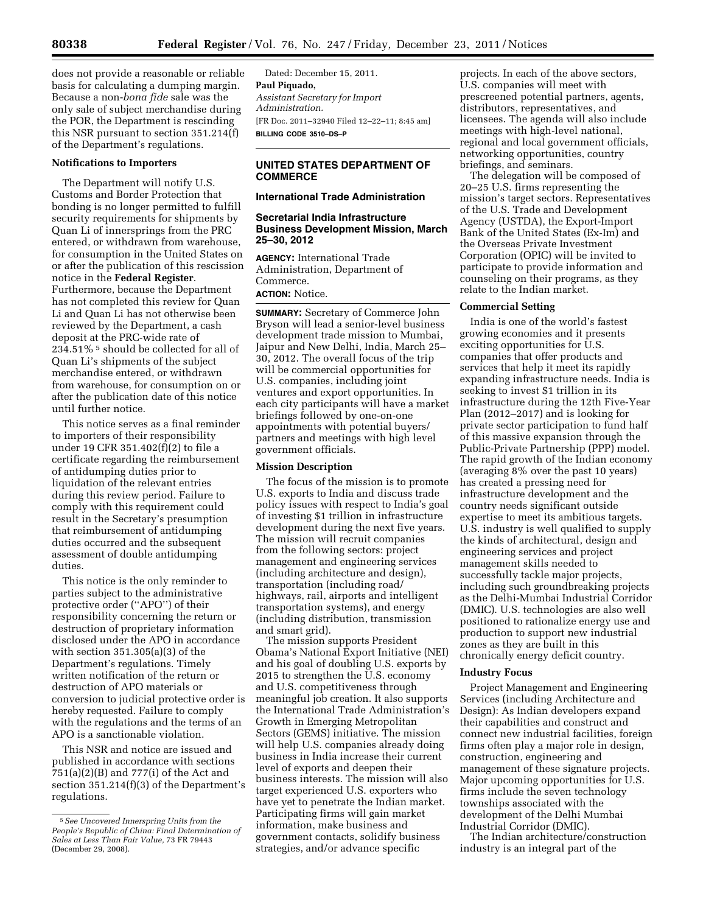does not provide a reasonable or reliable basis for calculating a dumping margin. Because a non-*bona fide* sale was the only sale of subject merchandise during the POR, the Department is rescinding this NSR pursuant to section 351.214(f) of the Department's regulations.

**Notifications to Importers**

The Department will notify U.S. Customs and Border Protection that bonding is no longer permitted to fulfill security requirements for shipments by Quan Li of innersprings from the PRC entered, or withdrawn from warehouse, for consumption in the United States on or after the publication of this rescission notice in the **Federal Register**. Furthermore, because the Department has not completed this review for Quan Li and Quan Li has not otherwise been reviewed by the Department, a cash deposit at the PRC-wide rate of 234.51% [5] should be collected for all of Quan Li's shipments of the subject merchandise entered, or withdrawn from warehouse, for consumption on or after the publication date of this notice until further notice.

This notice serves as a final reminder to importers of their responsibility under 19 CFR 351.402(f)(2) to file a certificate regarding the reimbursement of antidumping duties prior to liquidation of the relevant entries during this review period. Failure to comply with this requirement could result in the Secretary's presumption that reimbursement of antidumping duties occurred and the subsequent assessment of double antidumping duties.

This notice is the only reminder to parties subject to the administrative protective order (''APO'') of their responsibility concerning the return or destruction of proprietary information disclosed under the APO in accordance with section 351.305(a)(3) of the Department's regulations. Timely written notification of the return or destruction of APO materials or conversion to judicial protective order is hereby requested. Failure to comply with the regulations and the terms of an APO is a sanctionable violation.

This NSR and notice are issued and published in accordance with sections 751(a)(2)(B) and 777(i) of the Act and section 351.214(f)(3) of the Department's regulations.

[5] *See Uncovered Innerspring Units from the People's Republic of China: Final Determination of Sales at Less Than Fair Value,* 73 FR 79443 (December 29, 2008).

Dated: December 15, 2011.

**Paul Piquado,**

*Assistant Secretary for Import Administration.*

[FR Doc. 2011–32940 Filed 12–22–11; 8:45 am]

**BILLING CODE 3510–DS–P**

---

## UNITED STATES DEPARTMENT OF COMMERCE

### International Trade Administration

### Secretarial India Infrastructure Business Development Mission, March 25–30, 2012

**AGENCY:** International Trade Administration, Department of Commerce.

**ACTION:** Notice.

**SUMMARY:** Secretary of Commerce John Bryson will lead a senior-level business development trade mission to Mumbai, Jaipur and New Delhi, India, March 25–30, 2012. The overall focus of the trip will be commercial opportunities for U.S. companies, including joint ventures and export opportunities. In each city participants will have a market briefings followed by one-on-one appointments with potential buyers/partners and meetings with high level government officials.

**Mission Description**

The focus of the mission is to promote U.S. exports to India and discuss trade policy issues with respect to India's goal of investing $1 trillion in infrastructure development during the next five years. The mission will recruit companies from the following sectors: project management and engineering services (including architecture and design), transportation (including road/highways, rail, airports and intelligent transportation systems), and energy (including distribution, transmission and smart grid).

The mission supports President Obama's National Export Initiative (NEI) and his goal of doubling U.S. exports by 2015 to strengthen the U.S. economy and U.S. competitiveness through meaningful job creation. It also supports the International Trade Administration's Growth in Emerging Metropolitan Sectors (GEMS) initiative. The mission will help U.S. companies already doing business in India increase their current level of exports and deepen their business interests. The mission will also target experienced U.S. exporters who have yet to penetrate the Indian market. Participating firms will gain market information, make business and government contacts, solidify business strategies, and/or advance specific projects. In each of the above sectors, U.S. companies will meet with prescreened potential partners, agents, distributors, representatives, and licensees. The agenda will also include meetings with high-level national, regional and local government officials, networking opportunities, country briefings, and seminars.

The delegation will be composed of 20–25 U.S. firms representing the mission's target sectors. Representatives of the U.S. Trade and Development Agency (USTDA), the Export-Import Bank of the United States (Ex-Im) and the Overseas Private Investment Corporation (OPIC) will be invited to participate to provide information and counseling on their programs, as they relate to the Indian market.

**Commercial Setting**

India is one of the world's fastest growing economies and it presents exciting opportunities for U.S. companies that offer products and services that help it meet its rapidly expanding infrastructure needs. India is seeking to invest $1 trillion in its infrastructure during the 12th Five-Year Plan (2012–2017) and is looking for private sector participation to fund half of this massive expansion through the Public-Private Partnership (PPP) model. The rapid growth of the Indian economy (averaging 8% over the past 10 years) has created a pressing need for infrastructure development and the country needs significant outside expertise to meet its ambitious targets. U.S. industry is well qualified to supply the kinds of architectural, design and engineering services and project management skills needed to successfully tackle major projects, including such groundbreaking projects as the Delhi-Mumbai Industrial Corridor (DMIC). U.S. technologies are also well positioned to rationalize energy use and production to support new industrial zones as they are built in this chronically energy deficit country.

**Industry Focus**

Project Management and Engineering Services (including Architecture and Design): As Indian developers expand their capabilities and construct and connect new industrial facilities, foreign firms often play a major role in design, construction, engineering and management of these signature projects. Major upcoming opportunities for U.S. firms include the seven technology townships associated with the development of the Delhi Mumbai Industrial Corridor (DMIC).

The Indian architecture/construction industry is an integral part of the